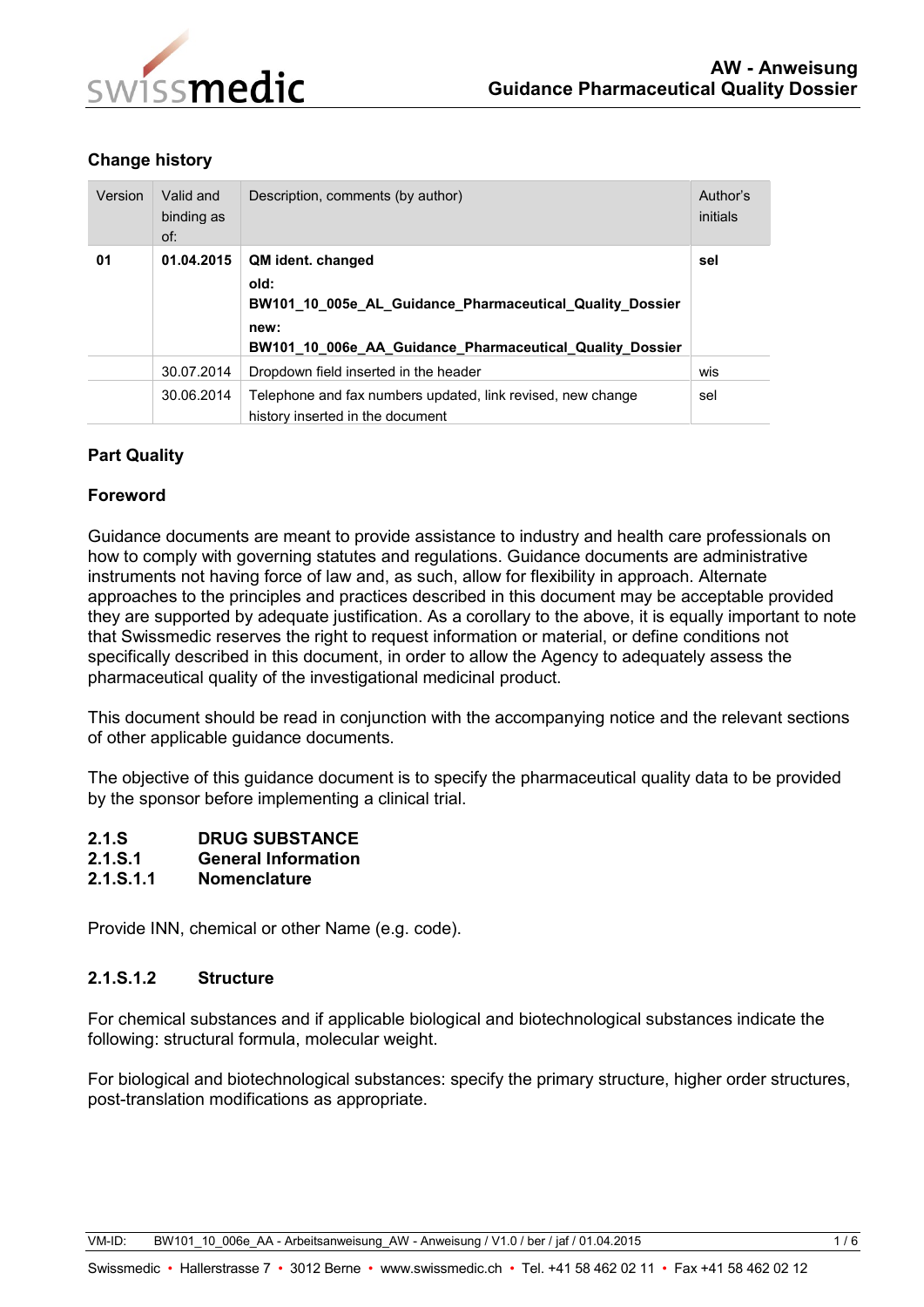## Change history

| Version | Valid and binding as of: | Description, comments (by author) | Author's initials |
|---|---|---|---|
| **01** | **01.04.2015** | **QM ident. changed**<br>**old:**<br>**BW101_10_005e_AL_Guidance_Pharmaceutical_Quality_Dossier**<br>**new:**<br>**BW101_10_006e_AA_Guidance_Pharmaceutical_Quality_Dossier** | **sel** |
| | 30.07.2014 | Dropdown field inserted in the header | wis |
| | 30.06.2014 | Telephone and fax numbers updated, link revised, new change history inserted in the document | sel |

## Part Quality

### Foreword

Guidance documents are meant to provide assistance to industry and health care professionals on how to comply with governing statutes and regulations. Guidance documents are administrative instruments not having force of law and, as such, allow for flexibility in approach. Alternate approaches to the principles and practices described in this document may be acceptable provided they are supported by adequate justification. As a corollary to the above, it is equally important to note that Swissmedic reserves the right to request information or material, or define conditions not specifically described in this document, in order to allow the Agency to adequately assess the pharmaceutical quality of the investigational medicinal product.

This document should be read in conjunction with the accompanying notice and the relevant sections of other applicable guidance documents.

The objective of this guidance document is to specify the pharmaceutical quality data to be provided by the sponsor before implementing a clinical trial.

# 2.1.S DRUG SUBSTANCE

## 2.1.S.1 General Information

### 2.1.S.1.1 Nomenclature

Provide INN, chemical or other Name (e.g. code).

### 2.1.S.1.2 Structure

For chemical substances and if applicable biological and biotechnological substances indicate the following: structural formula, molecular weight.

For biological and biotechnological substances: specify the primary structure, higher order structures, post-translation modifications as appropriate.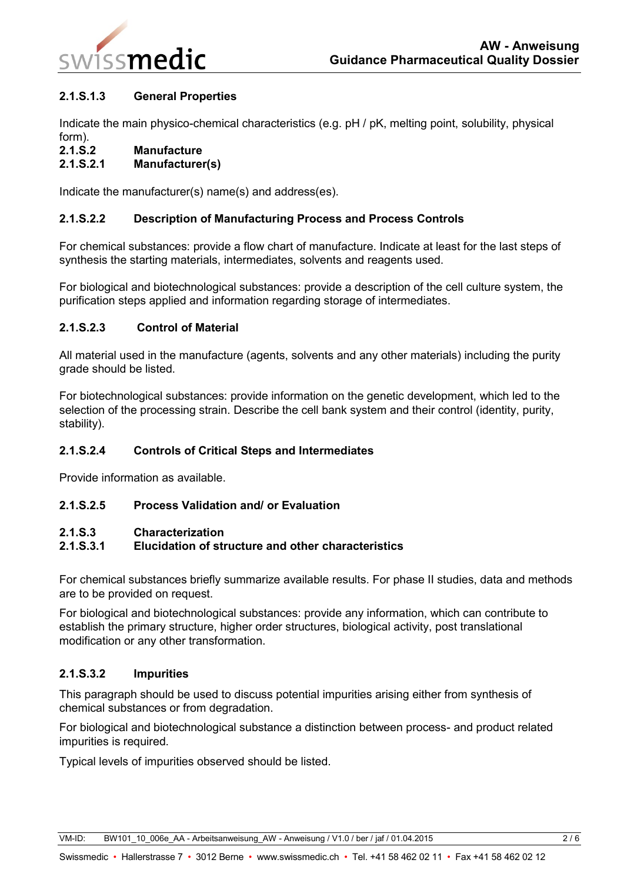### 2.1.S.1.3 General Properties

Indicate the main physico-chemical characteristics (e.g. pH / pK, melting point, solubility, physical form).

## 2.1.S.2 Manufacture

### 2.1.S.2.1 Manufacturer(s)

Indicate the manufacturer(s) name(s) and address(es).

### 2.1.S.2.2 Description of Manufacturing Process and Process Controls

For chemical substances: provide a flow chart of manufacture. Indicate at least for the last steps of synthesis the starting materials, intermediates, solvents and reagents used.

For biological and biotechnological substances: provide a description of the cell culture system, the purification steps applied and information regarding storage of intermediates.

### 2.1.S.2.3 Control of Material

All material used in the manufacture (agents, solvents and any other materials) including the purity grade should be listed.

For biotechnological substances: provide information on the genetic development, which led to the selection of the processing strain. Describe the cell bank system and their control (identity, purity, stability).

### 2.1.S.2.4 Controls of Critical Steps and Intermediates

Provide information as available.

### 2.1.S.2.5 Process Validation and/ or Evaluation

## 2.1.S.3 Characterization

### 2.1.S.3.1 Elucidation of structure and other characteristics

For chemical substances briefly summarize available results. For phase II studies, data and methods are to be provided on request.

For biological and biotechnological substances: provide any information, which can contribute to establish the primary structure, higher order structures, biological activity, post translational modification or any other transformation.

### 2.1.S.3.2 Impurities

This paragraph should be used to discuss potential impurities arising either from synthesis of chemical substances or from degradation.

For biological and biotechnological substance a distinction between process- and product related impurities is required.

Typical levels of impurities observed should be listed.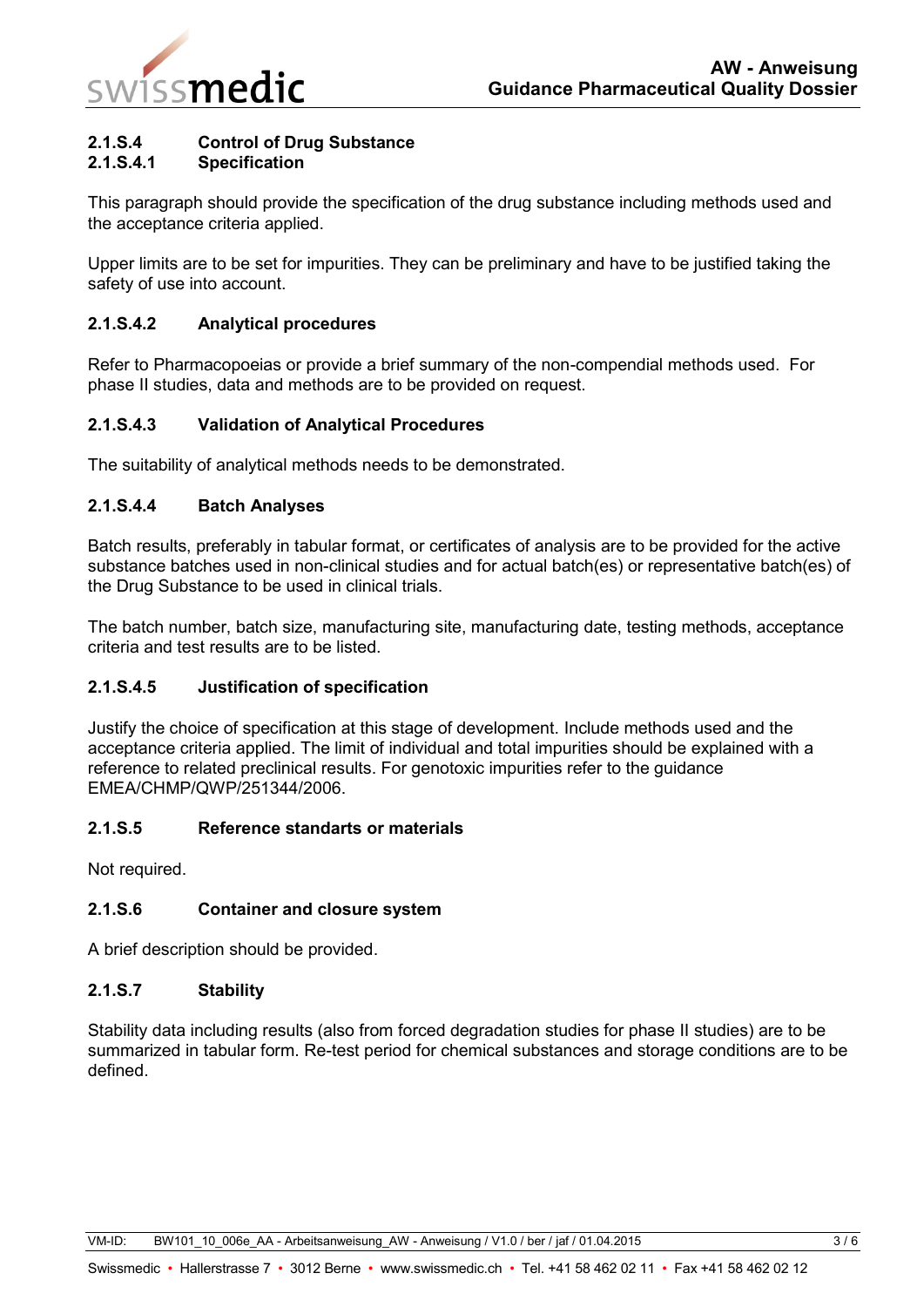### 2.1.S.4 Control of Drug Substance

#### 2.1.S.4.1 Specification

This paragraph should provide the specification of the drug substance including methods used and the acceptance criteria applied.

Upper limits are to be set for impurities. They can be preliminary and have to be justified taking the safety of use into account.

#### 2.1.S.4.2 Analytical procedures

Refer to Pharmacopoeias or provide a brief summary of the non-compendial methods used. For phase II studies, data and methods are to be provided on request.

#### 2.1.S.4.3 Validation of Analytical Procedures

The suitability of analytical methods needs to be demonstrated.

#### 2.1.S.4.4 Batch Analyses

Batch results, preferably in tabular format, or certificates of analysis are to be provided for the active substance batches used in non-clinical studies and for actual batch(es) or representative batch(es) of the Drug Substance to be used in clinical trials.

The batch number, batch size, manufacturing site, manufacturing date, testing methods, acceptance criteria and test results are to be listed.

#### 2.1.S.4.5 Justification of specification

Justify the choice of specification at this stage of development. Include methods used and the acceptance criteria applied. The limit of individual and total impurities should be explained with a reference to related preclinical results. For genotoxic impurities refer to the guidance EMEA/CHMP/QWP/251344/2006.

### 2.1.S.5 Reference standards or materials

Not required.

### 2.1.S.6 Container and closure system

A brief description should be provided.

### 2.1.S.7 Stability

Stability data including results (also from forced degradation studies for phase II studies) are to be summarized in tabular form. Re-test period for chemical substances and storage conditions are to be defined.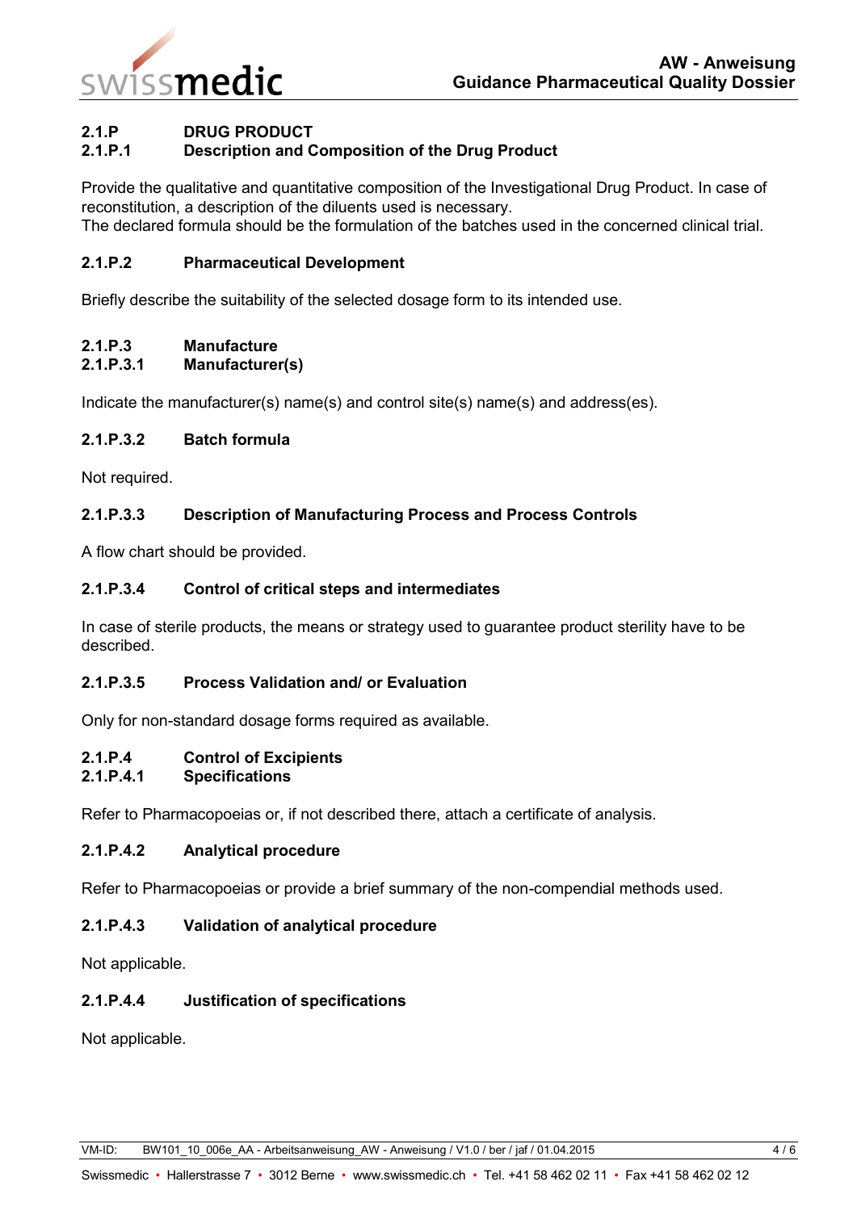## 2.1.P DRUG PRODUCT

### 2.1.P.1 Description and Composition of the Drug Product

Provide the qualitative and quantitative composition of the Investigational Drug Product. In case of reconstitution, a description of the diluents used is necessary.
The declared formula should be the formulation of the batches used in the concerned clinical trial.

### 2.1.P.2 Pharmaceutical Development

Briefly describe the suitability of the selected dosage form to its intended use.

### 2.1.P.3 Manufacture

#### 2.1.P.3.1 Manufacturer(s)

Indicate the manufacturer(s) name(s) and control site(s) name(s) and address(es).

#### 2.1.P.3.2 Batch formula

Not required.

#### 2.1.P.3.3 Description of Manufacturing Process and Process Controls

A flow chart should be provided.

#### 2.1.P.3.4 Control of critical steps and intermediates

In case of sterile products, the means or strategy used to guarantee product sterility have to be described.

#### 2.1.P.3.5 Process Validation and/ or Evaluation

Only for non-standard dosage forms required as available.

### 2.1.P.4 Control of Excipients

#### 2.1.P.4.1 Specifications

Refer to Pharmacopoeias or, if not described there, attach a certificate of analysis.

#### 2.1.P.4.2 Analytical procedure

Refer to Pharmacopoeias or provide a brief summary of the non-compendial methods used.

#### 2.1.P.4.3 Validation of analytical procedure

Not applicable.

#### 2.1.P.4.4 Justification of specifications

Not applicable.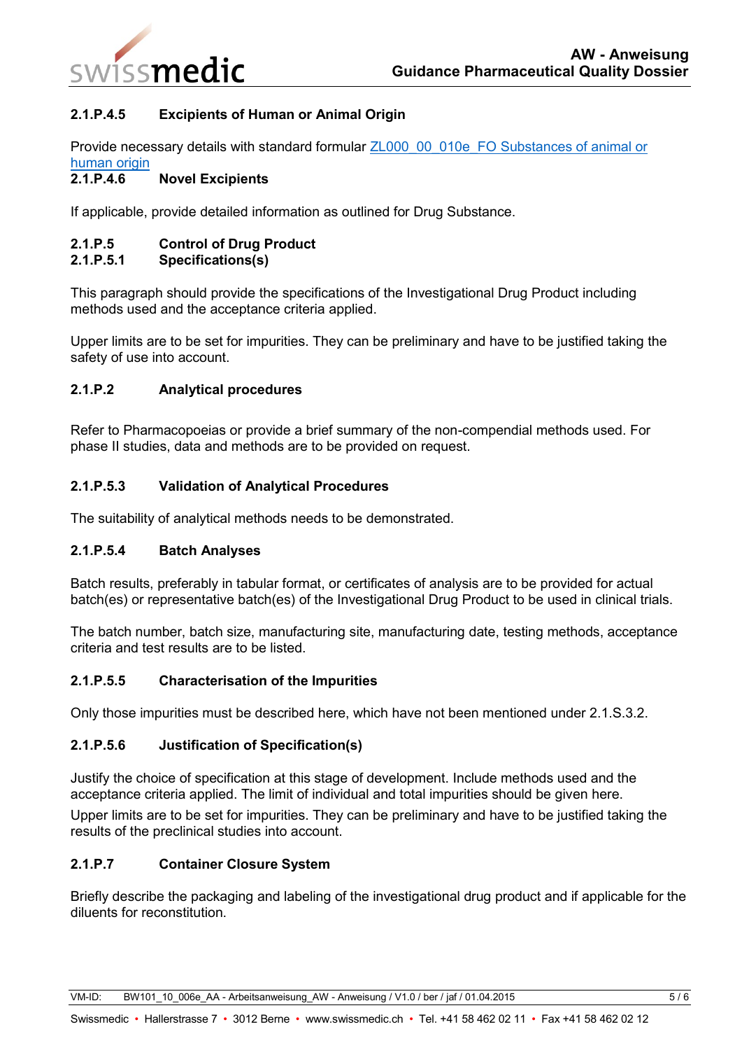### 2.1.P.4.5 Excipients of Human or Animal Origin

Provide necessary details with standard formular [ZL000_00_010e_FO Substances of animal or human origin]()

### 2.1.P.4.6 Novel Excipients

If applicable, provide detailed information as outlined for Drug Substance.

### 2.1.P.5 Control of Drug Product

### 2.1.P.5.1 Specifications(s)

This paragraph should provide the specifications of the Investigational Drug Product including methods used and the acceptance criteria applied.

Upper limits are to be set for impurities. They can be preliminary and have to be justified taking the safety of use into account.

### 2.1.P.2 Analytical procedures

Refer to Pharmacopoeias or provide a brief summary of the non-compendial methods used. For phase II studies, data and methods are to be provided on request.

### 2.1.P.5.3 Validation of Analytical Procedures

The suitability of analytical methods needs to be demonstrated.

### 2.1.P.5.4 Batch Analyses

Batch results, preferably in tabular format, or certificates of analysis are to be provided for actual batch(es) or representative batch(es) of the Investigational Drug Product to be used in clinical trials.

The batch number, batch size, manufacturing site, manufacturing date, testing methods, acceptance criteria and test results are to be listed.

### 2.1.P.5.5 Characterisation of the Impurities

Only those impurities must be described here, which have not been mentioned under 2.1.S.3.2.

### 2.1.P.5.6 Justification of Specification(s)

Justify the choice of specification at this stage of development. Include methods used and the acceptance criteria applied. The limit of individual and total impurities should be given here.

Upper limits are to be set for impurities. They can be preliminary and have to be justified taking the results of the preclinical studies into account.

### 2.1.P.7 Container Closure System

Briefly describe the packaging and labeling of the investigational drug product and if applicable for the diluents for reconstitution.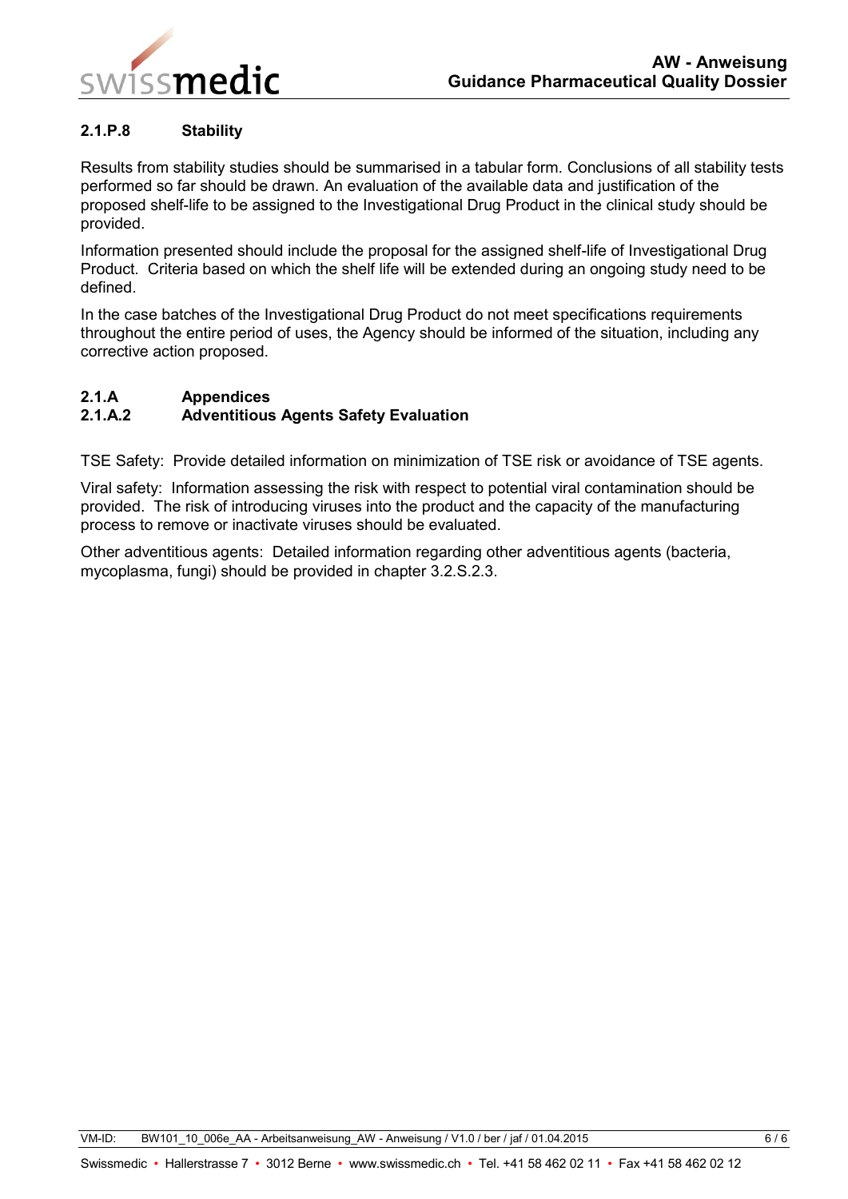### 2.1.P.8 Stability

Results from stability studies should be summarised in a tabular form. Conclusions of all stability tests performed so far should be drawn. An evaluation of the available data and justification of the proposed shelf-life to be assigned to the Investigational Drug Product in the clinical study should be provided.

Information presented should include the proposal for the assigned shelf-life of Investigational Drug Product. Criteria based on which the shelf life will be extended during an ongoing study need to be defined.

In the case batches of the Investigational Drug Product do not meet specifications requirements throughout the entire period of uses, the Agency should be informed of the situation, including any corrective action proposed.

## 2.1.A Appendices

### 2.1.A.2 Adventitious Agents Safety Evaluation

TSE Safety: Provide detailed information on minimization of TSE risk or avoidance of TSE agents.

Viral safety: Information assessing the risk with respect to potential viral contamination should be provided. The risk of introducing viruses into the product and the capacity of the manufacturing process to remove or inactivate viruses should be evaluated.

Other adventitious agents: Detailed information regarding other adventitious agents (bacteria, mycoplasma, fungi) should be provided in chapter 3.2.S.2.3.